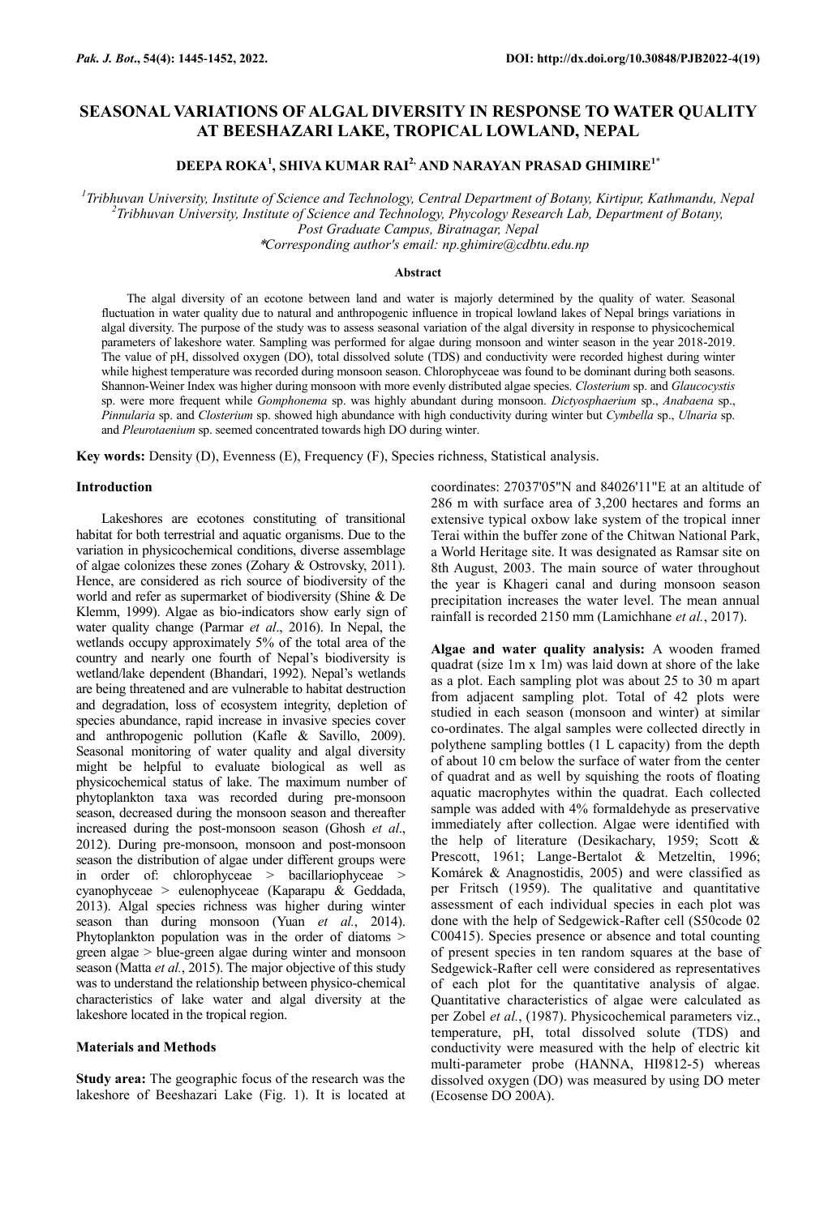# SEASONAL VARIATIONS OF ALGAL DIVERSITY IN RESPONSE TO WATER QUALITY AT BEESHAZARI LAKE, TROPICAL LOWLAND, NEPAL

**DEEPA ROKA[1], SHIVA KUMAR RAI[2] AND NARAYAN PRASAD GHIMIRE[1*]**

*[1]Tribhuvan University, Institute of Science and Technology, Central Department of Botany, Kirtipur, Kathmandu, Nepal*
*[2]Tribhuvan University, Institute of Science and Technology, Phycology Research Lab, Department of Botany, Post Graduate Campus, Biratnagar, Nepal*
*\*Corresponding author's email: np.ghimire@cdbtu.edu.np*

## Abstract

The algal diversity of an ecotone between land and water is majorly determined by the quality of water. Seasonal fluctuation in water quality due to natural and anthropogenic influence in tropical lowland lakes of Nepal brings variations in algal diversity. The purpose of the study was to assess seasonal variation of the algal diversity in response to physicochemical parameters of lakeshore water. Sampling was performed for algae during monsoon and winter season in the year 2018-2019. The value of pH, dissolved oxygen (DO), total dissolved solute (TDS) and conductivity were recorded highest during winter while highest temperature was recorded during monsoon season. Chlorophyceae was found to be dominant during both seasons. Shannon-Weiner Index was higher during monsoon with more evenly distributed algae species. *Closterium* sp. and *Glaucocystis* sp. were more frequent while *Gomphonema* sp. was highly abundant during monsoon. *Dictyosphaerium* sp., *Anabaena* sp., *Pinnularia* sp. and *Closterium* sp. showed high abundance with high conductivity during winter but *Cymbella* sp., *Ulnaria* sp. and *Pleurotaenium* sp. seemed concentrated towards high DO during winter.

**Key words:** Density (D), Evenness (E), Frequency (F), Species richness, Statistical analysis.

## Introduction

Lakeshores are ecotones constituting of transitional habitat for both terrestrial and aquatic organisms. Due to the variation in physicochemical conditions, diverse assemblage of algae colonizes these zones (Zohary & Ostrovsky, 2011). Hence, are considered as rich source of biodiversity of the world and refer as supermarket of biodiversity (Shine & De Klemm, 1999). Algae as bio-indicators show early sign of water quality change (Parmar *et al*., 2016). In Nepal, the wetlands occupy approximately 5% of the total area of the country and nearly one fourth of Nepal's biodiversity is wetland/lake dependent (Bhandari, 1992). Nepal's wetlands are being threatened and are vulnerable to habitat destruction and degradation, loss of ecosystem integrity, depletion of species abundance, rapid increase in invasive species cover and anthropogenic pollution (Kafle & Savillo, 2009). Seasonal monitoring of water quality and algal diversity might be helpful to evaluate biological as well as physicochemical status of lake. The maximum number of phytoplankton taxa was recorded during pre-monsoon season, decreased during the monsoon season and thereafter increased during the post-monsoon season (Ghosh *et al*., 2012). During pre-monsoon, monsoon and post-monsoon season the distribution of algae under different groups were in order of: chlorophyceae > bacillariophyceae > cyanophyceae > eulenophyceae (Kaparapu & Geddada, 2013). Algal species richness was higher during winter season than during monsoon (Yuan *et al*., 2014). Phytoplankton population was in the order of diatoms > green algae > blue-green algae during winter and monsoon season (Matta *et al.*, 2015). The major objective of this study was to understand the relationship between physico-chemical characteristics of lake water and algal diversity at the lakeshore located in the tropical region.

## Materials and Methods

**Study area:** The geographic focus of the research was the lakeshore of Beeshazari Lake (Fig. 1). It is located at coordinates: 27037'05"N and 84026'11"E at an altitude of 286 m with surface area of 3,200 hectares and forms an extensive typical oxbow lake system of the tropical inner Terai within the buffer zone of the Chitwan National Park, a World Heritage site. It was designated as Ramsar site on 8th August, 2003. The main source of water throughout the year is Khageri canal and during monsoon season precipitation increases the water level. The mean annual rainfall is recorded 2150 mm (Lamichhane *et al.*, 2017).

**Algae and water quality analysis:** A wooden framed quadrat (size 1m x 1m) was laid down at shore of the lake as a plot. Each sampling plot was about 25 to 30 m apart from adjacent sampling plot. Total of 42 plots were studied in each season (monsoon and winter) at similar co-ordinates. The algal samples were collected directly in polythene sampling bottles (1 L capacity) from the depth of about 10 cm below the surface of water from the center of quadrat and as well by squishing the roots of floating aquatic macrophytes within the quadrat. Each collected sample was added with 4% formaldehyde as preservative immediately after collection. Algae were identified with the help of literature (Desikachary, 1959; Scott & Prescott, 1961; Lange-Bertalot & Metzeltin, 1996; Komárek & Anagnostidis, 2005) and were classified as per Fritsch (1959). The qualitative and quantitative assessment of each individual species in each plot was done with the help of Sedgewick-Rafter cell (S50code 02 C00415). Species presence or absence and total counting of present species in ten random squares at the base of Sedgewick-Rafter cell were considered as representatives of each plot for the quantitative analysis of algae. Quantitative characteristics of algae were calculated as per Zobel *et al.*, (1987). Physicochemical parameters viz., temperature, pH, total dissolved solute (TDS) and conductivity were measured with the help of electric kit multi-parameter probe (HANNA, HI9812-5) whereas dissolved oxygen (DO) was measured by using DO meter (Ecosense DO 200A).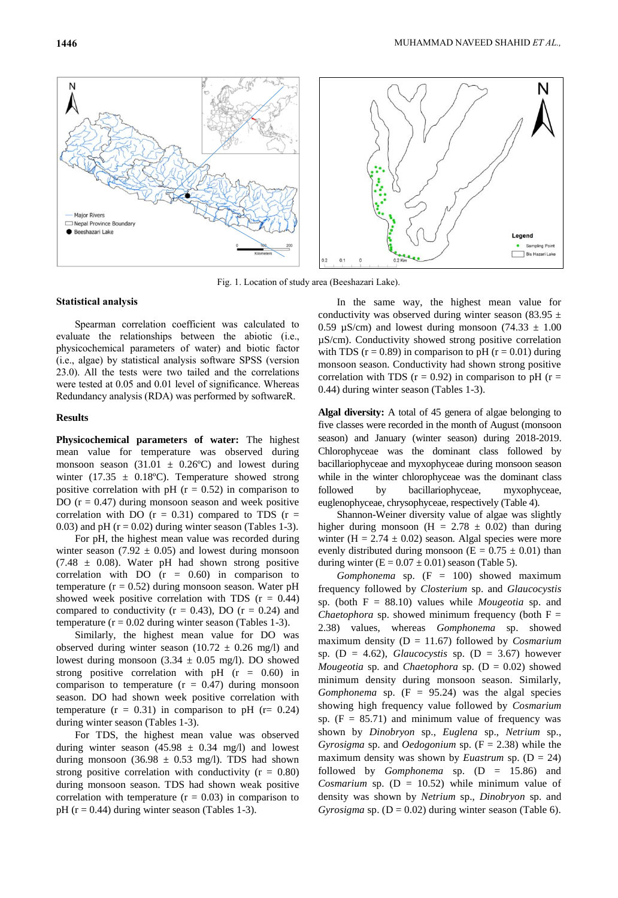Fig. 1. Location of study area (Beeshazari Lake).

### Statistical analysis

Spearman correlation coefficient was calculated to evaluate the relationships between the abiotic (i.e., physicochemical parameters of water) and biotic factor (i.e., algae) by statistical analysis software SPSS (version 23.0). All the tests were two tailed and the correlations were tested at 0.05 and 0.01 level of significance. Whereas Redundancy analysis (RDA) was performed by softwareR.

## Results

**Physicochemical parameters of water:** The highest mean value for temperature was observed during monsoon season (31.01 ± 0.26ºC) and lowest during winter (17.35 ± 0.18ºC). Temperature showed strong positive correlation with pH (r = 0.52) in comparison to DO (r = 0.47) during monsoon season and week positive correlation with DO (r = 0.31) compared to TDS (r = 0.03) and pH (r = 0.02) during winter season (Tables 1-3).

For pH, the highest mean value was recorded during winter season (7.92 ± 0.05) and lowest during monsoon (7.48 ± 0.08). Water pH had shown strong positive correlation with DO (r = 0.60) in comparison to temperature (r = 0.52) during monsoon season. Water pH showed week positive correlation with TDS (r = 0.44) compared to conductivity (r = 0.43), DO (r = 0.24) and temperature (r = 0.02 during winter season (Tables 1-3).

Similarly, the highest mean value for DO was observed during winter season (10.72 ± 0.26 mg/l) and lowest during monsoon (3.34 ± 0.05 mg/l). DO showed strong positive correlation with pH (r = 0.60) in comparison to temperature (r = 0.47) during monsoon season. DO had shown week positive correlation with temperature (r = 0.31) in comparison to pH (r= 0.24) during winter season (Tables 1-3).

For TDS, the highest mean value was observed during winter season (45.98 ± 0.34 mg/l) and lowest during monsoon (36.98 ± 0.53 mg/l). TDS had shown strong positive correlation with conductivity (r = 0.80) during monsoon season. TDS had shown weak positive correlation with temperature (r = 0.03) in comparison to pH (r = 0.44) during winter season (Tables 1-3).

In the same way, the highest mean value for conductivity was observed during winter season (83.95 ± 0.59 µS/cm) and lowest during monsoon (74.33 ± 1.00 µS/cm). Conductivity showed strong positive correlation with TDS (r = 0.89) in comparison to pH (r = 0.01) during monsoon season. Conductivity had shown strong positive correlation with TDS (r = 0.92) in comparison to pH (r = 0.44) during winter season (Tables 1-3).

**Algal diversity:** A total of 45 genera of algae belonging to five classes were recorded in the month of August (monsoon season) and January (winter season) during 2018-2019. Chlorophyceae was the dominant class followed by bacillariophyceae and myxophyceae during monsoon season while in the winter chlorophyceae was the dominant class followed by bacillariophyceae, myxophyceae, euglenophyceae, chrysophyceae, respectively (Table 4).

Shannon-Weiner diversity value of algae was slightly higher during monsoon (H = 2.78 ± 0.02) than during winter (H = 2.74 ± 0.02) season. Algal species were more evenly distributed during monsoon (E = 0.75 ± 0.01) than during winter (E = 0.07 ± 0.01) season (Table 5).

*Gomphonema* sp. (F = 100) showed maximum frequency followed by *Closterium* sp. and *Glaucocystis* sp. (both F = 88.10) values while *Mougeotia* sp. and *Chaetophora* sp. showed minimum frequency (both F = 2.38) values, whereas *Gomphonema* sp. showed maximum density (D = 11.67) followed by *Cosmarium* sp. (D = 4.62), *Glaucocystis* sp. (D = 3.67) however *Mougeotia* sp. and *Chaetophora* sp. (D = 0.02) showed minimum density during monsoon season. Similarly, *Gomphonema* sp. (F = 95.24) was the algal species showing high frequency value followed by *Cosmarium* sp. (F = 85.71) and minimum value of frequency was shown by *Dinobryon* sp., *Euglena* sp., *Netrium* sp., *Gyrosigma* sp. and *Oedogonium* sp. (F = 2.38) while the maximum density was shown by *Euastrum* sp. (D = 24) followed by *Gomphonema* sp. (D = 15.86) and *Cosmarium* sp. (D = 10.52) while minimum value of density was shown by *Netrium* sp., *Dinobryon* sp. and *Gyrosigma* sp. (D = 0.02) during winter season (Table 6).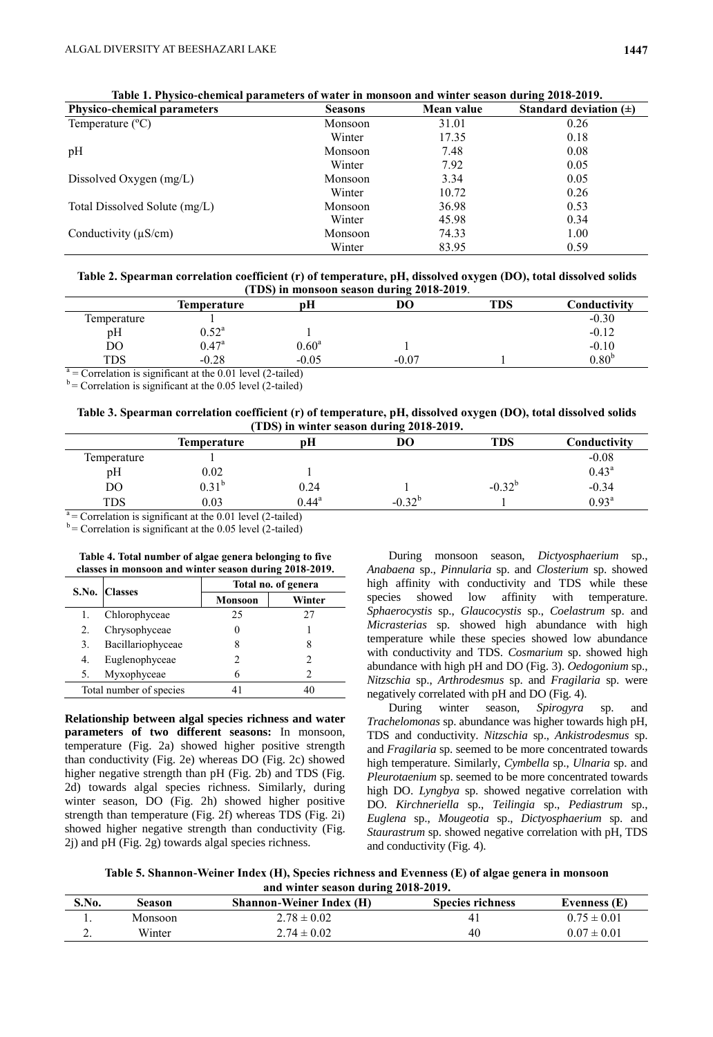**Table 1. Physico-chemical parameters of water in monsoon and winter season during 2018-2019.**

| Physico-chemical parameters | Seasons | Mean value | Standard deviation (±) |
|---|---|---|---|
| Temperature (ºC) | Monsoon | 31.01 | 0.26 |
| | Winter | 17.35 | 0.18 |
| pH | Monsoon | 7.48 | 0.08 |
| | Winter | 7.92 | 0.05 |
| Dissolved Oxygen (mg/L) | Monsoon | 3.34 | 0.05 |
| | Winter | 10.72 | 0.26 |
| Total Dissolved Solute (mg/L) | Monsoon | 36.98 | 0.53 |
| | Winter | 45.98 | 0.34 |
| Conductivity (µS/cm) | Monsoon | 74.33 | 1.00 |
| | Winter | 83.95 | 0.59 |

**Table 2. Spearman correlation coefficient (r) of temperature, pH, dissolved oxygen (DO), total dissolved solids (TDS) in monsoon season during 2018-2019.**

| | Temperature | pH | DO | TDS | Conductivity |
|---|---|---|---|---|---|
| Temperature | 1 | | | | -0.30 |
| pH | 0.52[a] | 1 | | | -0.12 |
| DO | 0.47[a] | 0.60[a] | 1 | | -0.10 |
| TDS | -0.28 | -0.05 | -0.07 | 1 | 0.80[b] |

[a] = Correlation is significant at the 0.01 level (2-tailed)
[b] = Correlation is significant at the 0.05 level (2-tailed)

**Table 3. Spearman correlation coefficient (r) of temperature, pH, dissolved oxygen (DO), total dissolved solids (TDS) in winter season during 2018-2019.**

| | Temperature | pH | DO | TDS | Conductivity |
|---|---|---|---|---|---|
| Temperature | 1 | | | | -0.08 |
| pH | 0.02 | 1 | | | 0.43[a] |
| DO | 0.31[b] | 0.24 | 1 | -0.32[b] | -0.34 |
| TDS | 0.03 | 0.44[a] | -0.32[b] | 1 | 0.93[a] |

[a] = Correlation is significant at the 0.01 level (2-tailed)
[b] = Correlation is significant at the 0.05 level (2-tailed)

**Table 4. Total number of algae genera belonging to five classes in monsoon and winter season during 2018-2019.**

| S.No. | Classes | Total no. of genera | |
|---|---|---|---|
| | | Monsoon | Winter |
| 1. | Chlorophyceae | 25 | 27 |
| 2. | Chrysophyceae | 0 | 1 |
| 3. | Bacillariophyceae | 8 | 8 |
| 4. | Euglenophyceae | 2 | 2 |
| 5. | Myxophyceae | 6 | 2 |
| Total number of species | | 41 | 40 |

**Relationship between algal species richness and water parameters of two different seasons:** In monsoon, temperature (Fig. 2a) showed higher positive strength than conductivity (Fig. 2e) whereas DO (Fig. 2c) showed higher negative strength than pH (Fig. 2b) and TDS (Fig. 2d) towards algal species richness. Similarly, during winter season, DO (Fig. 2h) showed higher positive strength than temperature (Fig. 2f) whereas TDS (Fig. 2i) showed higher negative strength than conductivity (Fig. 2j) and pH (Fig. 2g) towards algal species richness.

During monsoon season, *Dictyosphaerium* sp., *Anabaena* sp., *Pinnularia* sp. and *Closterium* sp. showed high affinity with conductivity and TDS while these species showed low affinity with temperature. *Sphaerocystis* sp., *Glaucocystis* sp., *Coelastrum* sp. and *Micrasterias* sp. showed high abundance with high temperature while these species showed low abundance with conductivity and TDS. *Cosmarium* sp. showed high abundance with high pH and DO (Fig. 3). *Oedogonium* sp., *Nitzschia* sp., *Arthrodesmus* sp. and *Fragilaria* sp. were negatively correlated with pH and DO (Fig. 4).

During winter season, *Spirogyra* sp. and *Trachelomonas* sp. abundance was higher towards high pH, TDS and conductivity. *Nitzschia* sp., *Ankistrodesmus* sp. and *Fragilaria* sp. seemed to be more concentrated towards high temperature. Similarly, *Cymbella* sp., *Ulnaria* sp. and *Pleurotaenium* sp. seemed to be more concentrated towards high DO. *Lyngbya* sp. showed negative correlation with DO. *Kirchneriella* sp., *Teilingia* sp., *Pediastrum* sp., *Euglena* sp., *Mougeotia* sp., *Dictyosphaerium* sp. and *Staurastrum* sp. showed negative correlation with pH, TDS and conductivity (Fig. 4).

**Table 5. Shannon-Weiner Index (H), Species richness and Evenness (E) of algae genera in monsoon and winter season during 2018-2019.**

| S.No. | Season | Shannon-Weiner Index (H) | Species richness | Evenness (E) |
|---|---|---|---|---|
| 1. | Monsoon | 2.78 ± 0.02 | 41 | 0.75 ± 0.01 |
| 2. | Winter | 2.74 ± 0.02 | 40 | 0.07 ± 0.01 |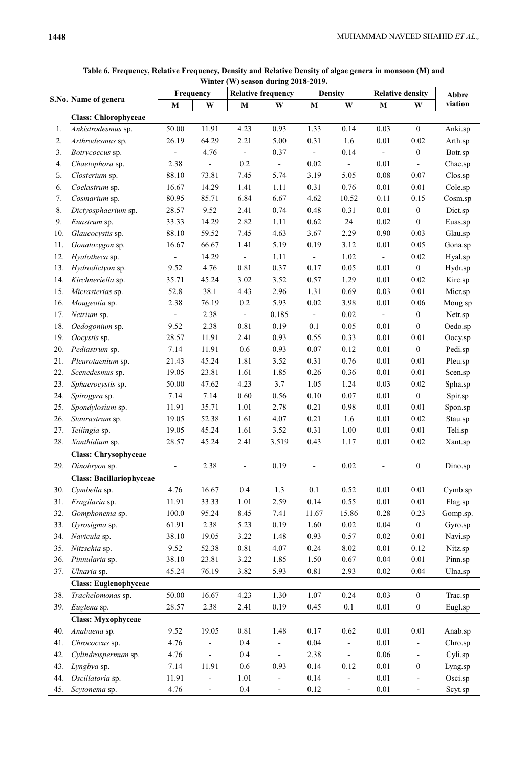**Table 6. Frequency, Relative Frequency, Density and Relative Density of algae genera in monsoon (M) and Winter (W) season during 2018-2019.**

| S.No. | Name of genera | Frequency | | Relative frequency | | Density | | Relative density | | Abbre viation |
|---|---|---|---|---|---|---|---|---|---|---|
| | | M | W | M | W | M | W | M | W | |
| | **Class: Chlorophyceae** | | | | | | | | | |
| 1. | *Ankistrodesmus* sp. | 50.00 | 11.91 | 4.23 | 0.93 | 1.33 | 0.14 | 0.03 | 0 | Anki.sp |
| 2. | *Arthrodesmus* sp. | 26.19 | 64.29 | 2.21 | 5.00 | 0.31 | 1.6 | 0.01 | 0.02 | Arth.sp |
| 3. | *Botrycoccus* sp. | - | 4.76 | - | 0.37 | - | 0.14 | - | 0 | Botr.sp |
| 4. | *Chaetophora* sp. | 2.38 | - | 0.2 | - | 0.02 | - | 0.01 | - | Chae.sp |
| 5. | *Closterium* sp. | 88.10 | 73.81 | 7.45 | 5.74 | 3.19 | 5.05 | 0.08 | 0.07 | Clos.sp |
| 6. | *Coelastrum* sp. | 16.67 | 14.29 | 1.41 | 1.11 | 0.31 | 0.76 | 0.01 | 0.01 | Cole.sp |
| 7. | *Cosmarium* sp. | 80.95 | 85.71 | 6.84 | 6.67 | 4.62 | 10.52 | 0.11 | 0.15 | Cosm.sp |
| 8. | *Dictyosphaerium* sp. | 28.57 | 9.52 | 2.41 | 0.74 | 0.48 | 0.31 | 0.01 | 0 | Dict.sp |
| 9. | *Euastrum* sp. | 33.33 | 14.29 | 2.82 | 1.11 | 0.62 | 24 | 0.02 | 0 | Euas.sp |
| 10. | *Glaucocystis* sp. | 88.10 | 59.52 | 7.45 | 4.63 | 3.67 | 2.29 | 0.90 | 0.03 | Glau.sp |
| 11. | *Gonatozygon* sp. | 16.67 | 66.67 | 1.41 | 5.19 | 0.19 | 3.12 | 0.01 | 0.05 | Gona.sp |
| 12. | *Hyalotheca* sp. | - | 14.29 | - | 1.11 | - | 1.02 | - | 0.02 | Hyal.sp |
| 13. | *Hydrodictyon* sp. | 9.52 | 4.76 | 0.81 | 0.37 | 0.17 | 0.05 | 0.01 | 0 | Hydr.sp |
| 14. | *Kirchneriella* sp. | 35.71 | 45.24 | 3.02 | 3.52 | 0.57 | 1.29 | 0.01 | 0.02 | Kirc.sp |
| 15. | *Micrasterias* sp. | 52.8 | 38.1 | 4.43 | 2.96 | 1.31 | 0.69 | 0.03 | 0.01 | Micr.sp |
| 16. | *Mougeotia* sp. | 2.38 | 76.19 | 0.2 | 5.93 | 0.02 | 3.98 | 0.01 | 0.06 | Moug.sp |
| 17. | *Netrium* sp. | - | 2.38 | - | 0.185 | - | 0.02 | - | 0 | Netr.sp |
| 18. | *Oedogonium* sp. | 9.52 | 2.38 | 0.81 | 0.19 | 0.1 | 0.05 | 0.01 | 0 | Oedo.sp |
| 19. | *Oocystis* sp. | 28.57 | 11.91 | 2.41 | 0.93 | 0.55 | 0.33 | 0.01 | 0.01 | Oocy.sp |
| 20. | *Pediastrum* sp. | 7.14 | 11.91 | 0.6 | 0.93 | 0.07 | 0.12 | 0.01 | 0 | Pedi.sp |
| 21. | *Pleurotaenium* sp. | 21.43 | 45.24 | 1.81 | 3.52 | 0.31 | 0.76 | 0.01 | 0.01 | Pleu.sp |
| 22. | *Scenedesmus* sp. | 19.05 | 23.81 | 1.61 | 1.85 | 0.26 | 0.36 | 0.01 | 0.01 | Scen.sp |
| 23. | *Sphaerocystis* sp. | 50.00 | 47.62 | 4.23 | 3.7 | 1.05 | 1.24 | 0.03 | 0.02 | Spha.sp |
| 24. | *Spirogyra* sp. | 7.14 | 7.14 | 0.60 | 0.56 | 0.10 | 0.07 | 0.01 | 0 | Spir.sp |
| 25. | *Spondylosium* sp. | 11.91 | 35.71 | 1.01 | 2.78 | 0.21 | 0.98 | 0.01 | 0.01 | Spon.sp |
| 26. | *Staurastrum* sp. | 19.05 | 52.38 | 1.61 | 4.07 | 0.21 | 1.6 | 0.01 | 0.02 | Stau.sp |
| 27. | *Teilingia* sp. | 19.05 | 45.24 | 1.61 | 3.52 | 0.31 | 1.00 | 0.01 | 0.01 | Teli.sp |
| 28. | *Xanthidium* sp. | 28.57 | 45.24 | 2.41 | 3.519 | 0.43 | 1.17 | 0.01 | 0.02 | Xant.sp |
| | **Class: Chrysophyceae** | | | | | | | | | |
| 29. | *Dinobryon* sp. | - | 2.38 | - | 0.19 | - | 0.02 | - | 0 | Dino.sp |
| | **Class: Bacillariophyceae** | | | | | | | | | |
| 30. | *Cymbella* sp. | 4.76 | 16.67 | 0.4 | 1.3 | 0.1 | 0.52 | 0.01 | 0.01 | Cymb.sp |
| 31. | *Fragilaria* sp. | 11.91 | 33.33 | 1.01 | 2.59 | 0.14 | 0.55 | 0.01 | 0.01 | Flag.sp |
| 32. | *Gomphonema* sp. | 100.0 | 95.24 | 8.45 | 7.41 | 11.67 | 15.86 | 0.28 | 0.23 | Gomp.sp. |
| 33. | *Gyrosigma* sp. | 61.91 | 2.38 | 5.23 | 0.19 | 1.60 | 0.02 | 0.04 | 0 | Gyro.sp |
| 34. | *Navicula* sp. | 38.10 | 19.05 | 3.22 | 1.48 | 0.93 | 0.57 | 0.02 | 0.01 | Navi.sp |
| 35. | *Nitzschia* sp. | 9.52 | 52.38 | 0.81 | 4.07 | 0.24 | 8.02 | 0.01 | 0.12 | Nitz.sp |
| 36. | *Pinnularia* sp. | 38.10 | 23.81 | 3.22 | 1.85 | 1.50 | 0.67 | 0.04 | 0.01 | Pinn.sp |
| 37. | *Ulnaria* sp. | 45.24 | 76.19 | 3.82 | 5.93 | 0.81 | 2.93 | 0.02 | 0.04 | Ulna.sp |
| | **Class: Euglenophyceae** | | | | | | | | | |
| 38. | *Trachelomonas* sp. | 50.00 | 16.67 | 4.23 | 1.30 | 1.07 | 0.24 | 0.03 | 0 | Trac.sp |
| 39. | *Euglena* sp. | 28.57 | 2.38 | 2.41 | 0.19 | 0.45 | 0.1 | 0.01 | 0 | Eugl.sp |
| | **Class: Myxophyceae** | | | | | | | | | |
| 40. | *Anabaena* sp. | 9.52 | 19.05 | 0.81 | 1.48 | 0.17 | 0.62 | 0.01 | 0.01 | Anab.sp |
| 41. | *Chrococcus* sp. | 4.76 | - | 0.4 | - | 0.04 | - | 0.01 | - | Chro.sp |
| 42. | *Cylindrospermum* sp. | 4.76 | - | 0.4 | - | 2.38 | - | 0.06 | - | Cyli.sp |
| 43. | *Lyngbya* sp. | 7.14 | 11.91 | 0.6 | 0.93 | 0.14 | 0.12 | 0.01 | 0 | Lyng.sp |
| 44. | *Oscillatoria* sp. | 11.91 | - | 1.01 | - | 0.14 | - | 0.01 | - | Osci.sp |
| 45. | *Scytonema* sp. | 4.76 | - | 0.4 | - | 0.12 | - | 0.01 | - | Scyt.sp |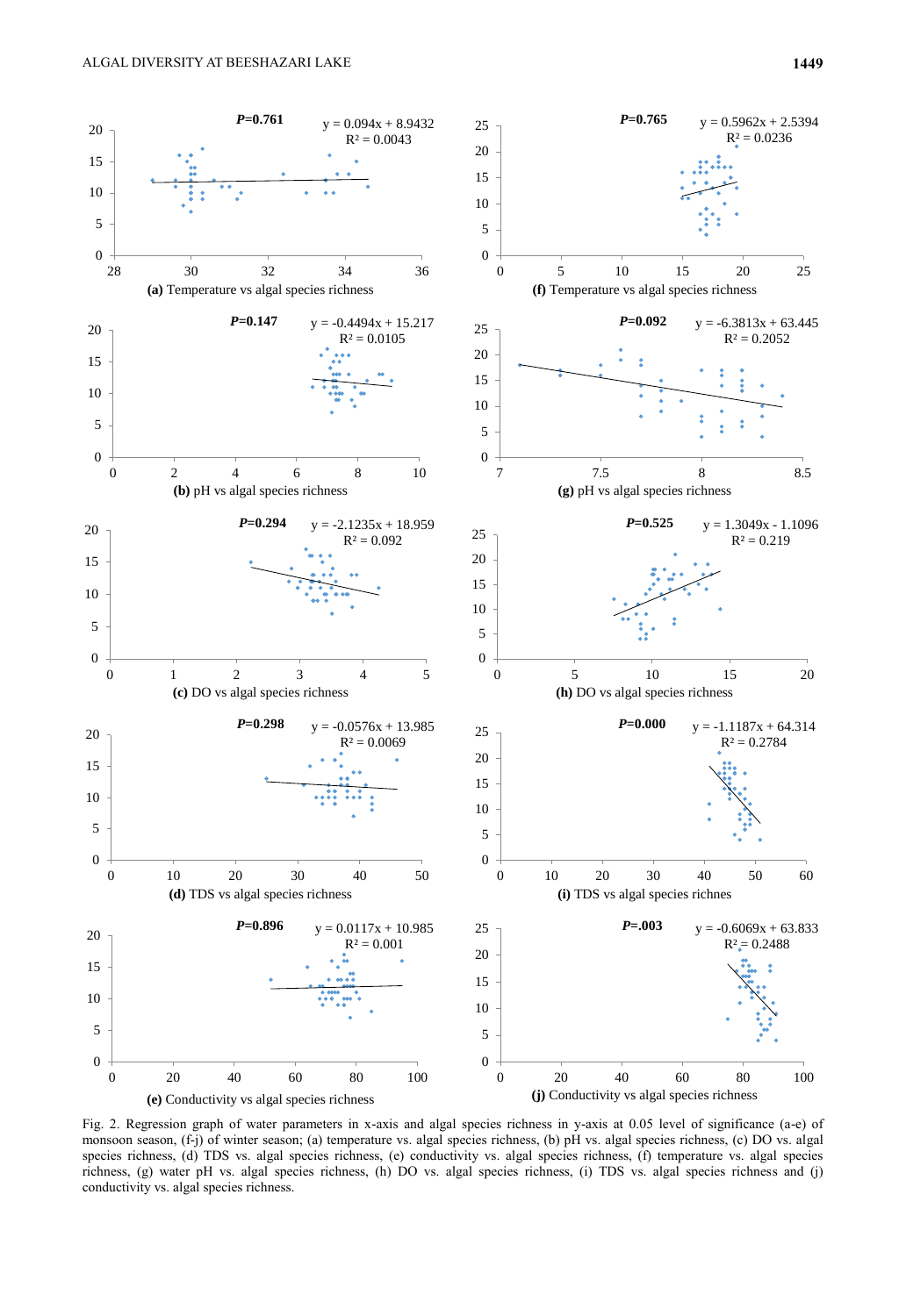Fig. 2. Regression graph of water parameters in x-axis and algal species richness in y-axis at 0.05 level of significance (a-e) of monsoon season, (f-j) of winter season; (a) temperature vs. algal species richness, (b) pH vs. algal species richness, (c) DO vs. algal species richness, (d) TDS vs. algal species richness, (e) conductivity vs. algal species richness, (f) temperature vs. algal species richness, (g) water pH vs. algal species richness, (h) DO vs. algal species richness, (i) TDS vs. algal species richness and (j) conductivity vs. algal species richness.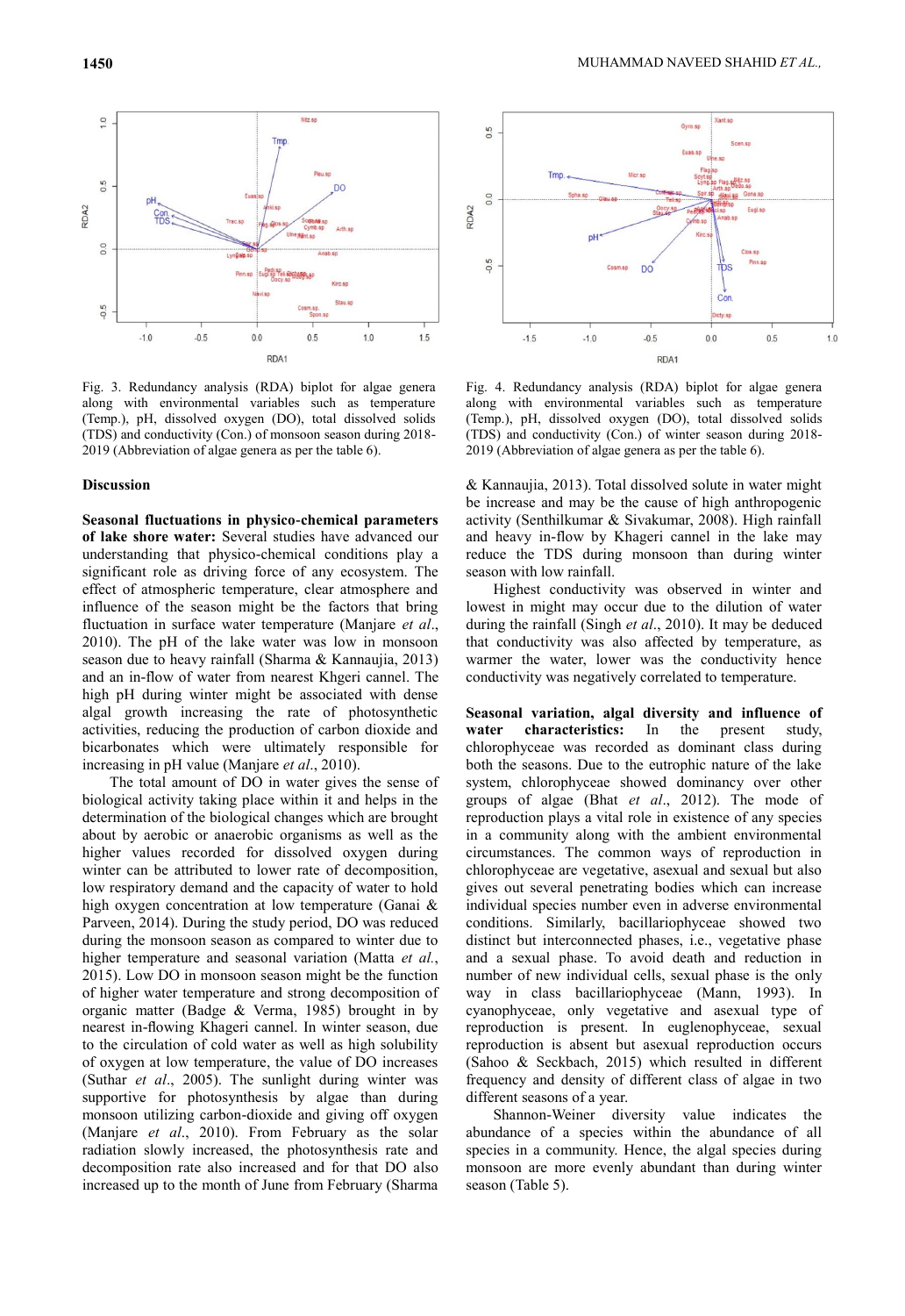Fig. 3. Redundancy analysis (RDA) biplot for algae genera along with environmental variables such as temperature (Temp.), pH, dissolved oxygen (DO), total dissolved solids (TDS) and conductivity (Con.) of monsoon season during 2018-2019 (Abbreviation of algae genera as per the table 6).

Fig. 4. Redundancy analysis (RDA) biplot for algae genera along with environmental variables such as temperature (Temp.), pH, dissolved oxygen (DO), total dissolved solids (TDS) and conductivity (Con.) of winter season during 2018-2019 (Abbreviation of algae genera as per the table 6).

## Discussion

**Seasonal fluctuations in physico-chemical parameters of lake shore water:** Several studies have advanced our understanding that physico-chemical conditions play a significant role as driving force of any ecosystem. The effect of atmospheric temperature, clear atmosphere and influence of the season might be the factors that bring fluctuation in surface water temperature (Manjare *et al*., 2010). The pH of the lake water was low in monsoon season due to heavy rainfall (Sharma & Kannaujia, 2013) and an in-flow of water from nearest Khgeri cannel. The high pH during winter might be associated with dense algal growth increasing the rate of photosynthetic activities, reducing the production of carbon dioxide and bicarbonates which were ultimately responsible for increasing in pH value (Manjare *et al*., 2010).

The total amount of DO in water gives the sense of biological activity taking place within it and helps in the determination of the biological changes which are brought about by aerobic or anaerobic organisms as well as the higher values recorded for dissolved oxygen during winter can be attributed to lower rate of decomposition, low respiratory demand and the capacity of water to hold high oxygen concentration at low temperature (Ganai & Parveen, 2014). During the study period, DO was reduced during the monsoon season as compared to winter due to higher temperature and seasonal variation (Matta *et al*., 2015). Low DO in monsoon season might be the function of higher water temperature and strong decomposition of organic matter (Badge & Verma, 1985) brought in by nearest in-flowing Khageri cannel. In winter season, due to the circulation of cold water as well as high solubility of oxygen at low temperature, the value of DO increases (Suthar *et al*., 2005). The sunlight during winter was supportive for photosynthesis by algae than during monsoon utilizing carbon-dioxide and giving off oxygen (Manjare *et al*., 2010). From February as the solar radiation slowly increased, the photosynthesis rate and decomposition rate also increased and for that DO also increased up to the month of June from February (Sharma & Kannaujia, 2013). Total dissolved solute in water might be increase and may be the cause of high anthropogenic activity (Senthilkumar & Sivakumar, 2008). High rainfall and heavy in-flow by Khageri cannel in the lake may reduce the TDS during monsoon than during winter season with low rainfall.

Highest conductivity was observed in winter and lowest in might may occur due to the dilution of water during the rainfall (Singh *et al*., 2010). It may be deduced that conductivity was also affected by temperature, as warmer the water, lower was the conductivity hence conductivity was negatively correlated to temperature.

**Seasonal variation, algal diversity and influence of water characteristics:** In the present study, chlorophyceae was recorded as dominant class during both the seasons. Due to the eutrophic nature of the lake system, chlorophyceae showed dominancy over other groups of algae (Bhat *et al*., 2012). The mode of reproduction plays a vital role in existence of any species in a community along with the ambient environmental circumstances. The common ways of reproduction in chlorophyceae are vegetative, asexual and sexual but also gives out several penetrating bodies which can increase individual species number even in adverse environmental conditions. Similarly, bacillariophyceae showed two distinct but interconnected phases, i.e., vegetative phase and a sexual phase. To avoid death and reduction in number of new individual cells, sexual phase is the only way in class bacillariophyceae (Mann, 1993). In cyanophyceae, only vegetative and asexual type of reproduction is present. In euglenophyceae, sexual reproduction is absent but asexual reproduction occurs (Sahoo & Seckbach, 2015) which resulted in different frequency and density of different class of algae in two different seasons of a year.

Shannon-Weiner diversity value indicates the abundance of a species within the abundance of all species in a community. Hence, the algal species during monsoon are more evenly abundant than during winter season (Table 5).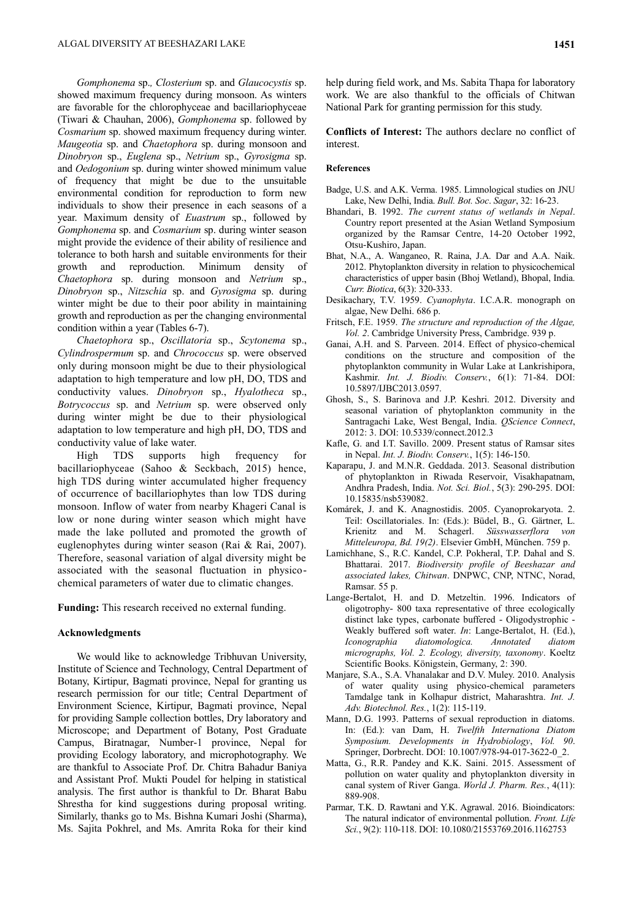*Gomphonema* sp., *Closterium* sp. and *Glaucocystis* sp. showed maximum frequency during monsoon. As winters are favorable for the chlorophyceae and bacillariophyceae (Tiwari & Chauhan, 2006), *Gomphonema* sp. followed by *Cosmarium* sp. showed maximum frequency during winter. *Maugeotia* sp. and *Chaetophora* sp. during monsoon and *Dinobryon* sp., *Euglena* sp., *Netrium* sp., *Gyrosigma* sp. and *Oedogonium* sp. during winter showed minimum value of frequency that might be due to the unsuitable environmental condition for reproduction to form new individuals to show their presence in each seasons of a year. Maximum density of *Euastrum* sp., followed by *Gomphonema* sp. and *Cosmarium* sp. during winter season might provide the evidence of their ability of resilience and tolerance to both harsh and suitable environments for their growth and reproduction. Minimum density of *Chaetophora* sp. during monsoon and *Netrium* sp., *Dinobryon* sp., *Nitzschia* sp. and *Gyrosigma* sp. during winter might be due to their poor ability in maintaining growth and reproduction as per the changing environmental condition within a year (Tables 6-7).

*Chaetophora* sp., *Oscillatoria* sp., *Scytonema* sp., *Cylindrospermum* sp. and *Chrococcus* sp. were observed only during monsoon might be due to their physiological adaptation to high temperature and low pH, DO, TDS and conductivity values. *Dinobryon* sp., *Hyalotheca* sp., *Botrycoccus* sp. and *Netrium* sp. were observed only during winter might be due to their physiological adaptation to low temperature and high pH, DO, TDS and conductivity value of lake water.

High TDS supports high frequency for bacillariophyceae (Sahoo & Seckbach, 2015) hence, high TDS during winter accumulated higher frequency of occurrence of bacillariophytes than low TDS during monsoon. Inflow of water from nearby Khageri Canal is low or none during winter season which might have made the lake polluted and promoted the growth of euglenophytes during winter season (Rai & Rai, 2007). Therefore, seasonal variation of algal diversity might be associated with the seasonal fluctuation in physico-chemical parameters of water due to climatic changes.

**Funding:** This research received no external funding.

#### Acknowledgments

We would like to acknowledge Tribhuvan University, Institute of Science and Technology, Central Department of Botany, Kirtipur, Bagmati province, Nepal for granting us research permission for our title; Central Department of Environment Science, Kirtipur, Bagmati province, Nepal for providing Sample collection bottles, Dry laboratory and Microscope; and Department of Botany, Post Graduate Campus, Biratnagar, Number-1 province, Nepal for providing Ecology laboratory, and microphotography. We are thankful to Associate Prof. Dr. Chitra Bahadur Baniya and Assistant Prof. Mukti Poudel for helping in statistical analysis. The first author is thankful to Dr. Bharat Babu Shrestha for kind suggestions during proposal writing. Similarly, thanks go to Ms. Bishna Kumari Joshi (Sharma), Ms. Sajita Pokhrel, and Ms. Amrita Roka for their kind help during field work, and Ms. Sabita Thapa for laboratory work. We are also thankful to the officials of Chitwan National Park for granting permission for this study.

**Conflicts of Interest:** The authors declare no conflict of interest.

#### References

Badge, U.S. and A.K. Verma. 1985. Limnological studies on JNU Lake, New Delhi, India. *Bull. Bot. Soc. Sagar*, 32: 16-23.

Bhandari, B. 1992. *The current status of wetlands in Nepal*. Country report presented at the Asian Wetland Symposium organized by the Ramsar Centre, 14-20 October 1992, Otsu-Kushiro, Japan.

Bhat, N.A., A. Wanganeo, R. Raina, J.A. Dar and A.A. Naik. 2012. Phytoplankton diversity in relation to physicochemical characteristics of upper basin (Bhoj Wetland), Bhopal, India. *Curr. Biotica*, 6(3): 320-333.

Desikachary, T.V. 1959. *Cyanophyta*. I.C.A.R. monograph on algae, New Delhi. 686 p.

Fritsch, F.E. 1959. *The structure and reproduction of the Algae, Vol. 2*. Cambridge University Press, Cambridge. 939 p.

Ganai, A.H. and S. Parveen. 2014. Effect of physico-chemical conditions on the structure and composition of the phytoplankton community in Wular Lake at Lankrishipora, Kashmir. *Int. J. Biodiv. Conserv.*, 6(1): 71-84. DOI: 10.5897/IJBC2013.0597.

Ghosh, S., S. Barinova and J.P. Keshri. 2012. Diversity and seasonal variation of phytoplankton community in the Santragachi Lake, West Bengal, India. *QScience Connect*, 2012: 3. DOI: 10.5339/connect.2012.3

Kafle, G. and I.T. Savillo. 2009. Present status of Ramsar sites in Nepal. *Int. J. Biodiv. Conserv.*, 1(5): 146-150.

Kaparapu, J. and M.N.R. Geddada. 2013. Seasonal distribution of phytoplankton in Riwada Reservoir, Visakhapatnam, Andhra Pradesh, India. *Not. Sci. Biol.*, 5(3): 290-295. DOI: 10.15835/nsb539082.

Komárek, J. and K. Anagnostidis. 2005. Cyanoprokaryota. 2. Teil: Oscillatoriales. In: (Eds.): Büdel, B., G. Gärtner, L. Krienitz and M. Schagerl. *Süsswasserflora von Mitteleuropa, Bd. 19(2)*. Elsevier GmbH, München. 759 p.

Lamichhane, S., R.C. Kandel, C.P. Pokheral, T.P. Dahal and S. Bhattarai. 2017. *Biodiversity profile of Beeshazar and associated lakes, Chitwan*. DNPWC, CNP, NTNC, Norad, Ramsar. 55 p.

Lange-Bertalot, H. and D. Metzeltin. 1996. Indicators of oligotrophy- 800 taxa representative of three ecologically distinct lake types, carbonate buffered - Oligodystrophic - Weakly buffered soft water. *In*: Lange-Bertalot, H. (Ed.), *Iconographia diatomologica. Annotated diatom micrographs, Vol. 2. Ecology, diversity, taxonomy*. Koeltz Scientific Books. Königstein, Germany, 2: 390.

Manjare, S.A., S.A. Vhanalakar and D.V. Muley. 2010. Analysis of water quality using physico-chemical parameters Tamdalge tank in Kolhapur district, Maharashtra. *Int. J. Adv. Biotechnol. Res.*, 1(2): 115-119.

Mann, D.G. 1993. Patterns of sexual reproduction in diatoms. In: (Ed.): van Dam, H. *Twelfth Internationa Diatom Symposium. Developments in Hydrobiology*, *Vol. 90*. Springer, Dorbrecht. DOI: 10.1007/978-94-017-3622-0_2.

Matta, G., R.R. Pandey and K.K. Saini. 2015. Assessment of pollution on water quality and phytoplankton diversity in canal system of River Ganga. *World J. Pharm. Res.*, 4(11): 889-908.

Parmar, T.K. D. Rawtani and Y.K. Agrawal. 2016. Bioindicators: The natural indicator of environmental pollution. *Front. Life Sci.*, 9(2): 110-118. DOI: 10.1080/21553769.2016.1162753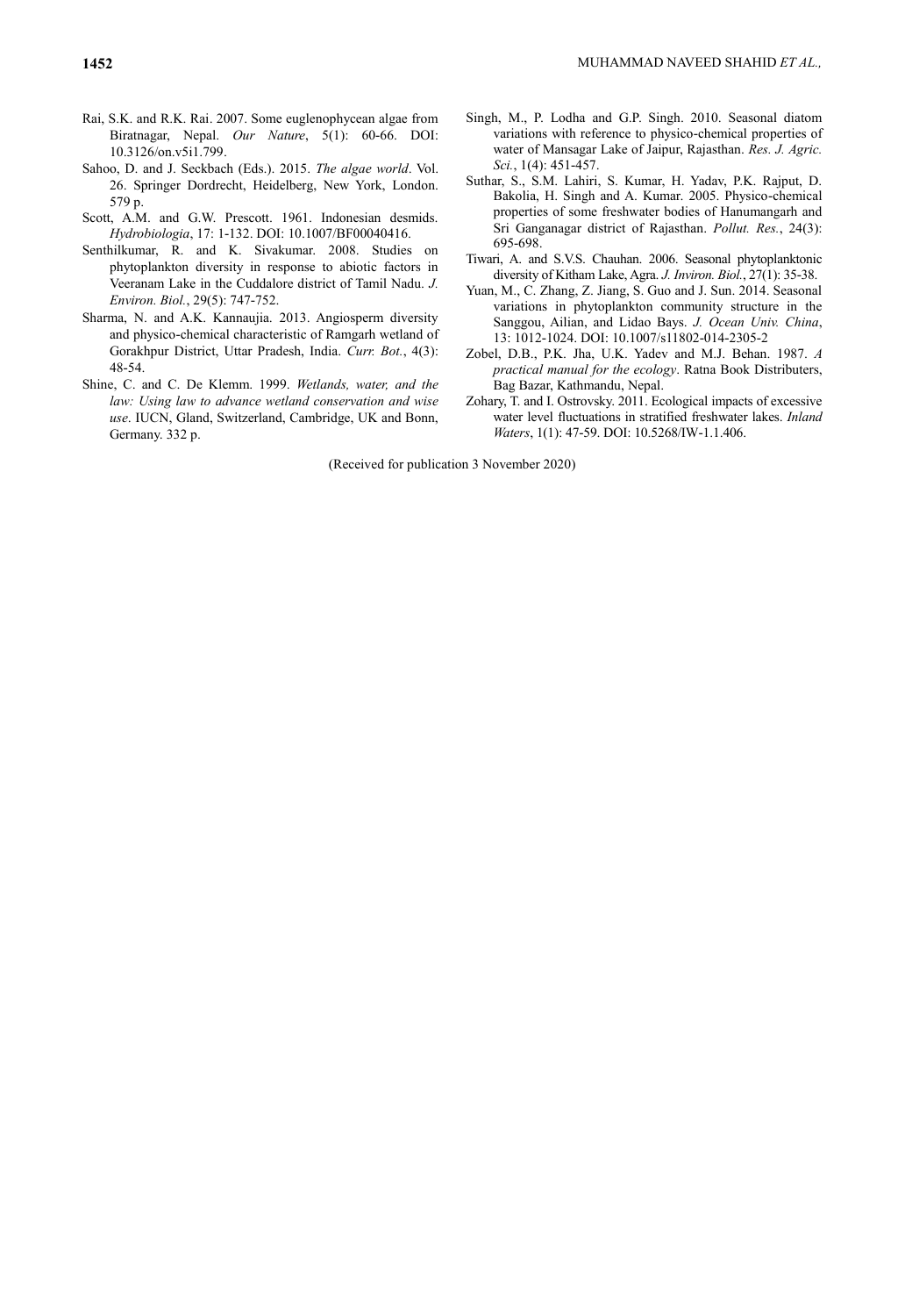Rai, S.K. and R.K. Rai. 2007. Some euglenophycean algae from Biratnagar, Nepal. *Our Nature*, 5(1): 60-66. DOI: 10.3126/on.v5i1.799.

Sahoo, D. and J. Seckbach (Eds.). 2015. *The algae world*. Vol. 26. Springer Dordrecht, Heidelberg, New York, London. 579 p.

Scott, A.M. and G.W. Prescott. 1961. Indonesian desmids. *Hydrobiologia*, 17: 1-132. DOI: 10.1007/BF00040416.

Senthilkumar, R. and K. Sivakumar. 2008. Studies on phytoplankton diversity in response to abiotic factors in Veeranam Lake in the Cuddalore district of Tamil Nadu. *J. Environ. Biol.*, 29(5): 747-752.

Sharma, N. and A.K. Kannaujia. 2013. Angiosperm diversity and physico-chemical characteristic of Ramgarh wetland of Gorakhpur District, Uttar Pradesh, India. *Curr. Bot.*, 4(3): 48-54.

Shine, C. and C. De Klemm. 1999. *Wetlands, water, and the law: Using law to advance wetland conservation and wise use*. IUCN, Gland, Switzerland, Cambridge, UK and Bonn, Germany. 332 p.

Singh, M., P. Lodha and G.P. Singh. 2010. Seasonal diatom variations with reference to physico-chemical properties of water of Mansagar Lake of Jaipur, Rajasthan. *Res. J. Agric. Sci.*, 1(4): 451-457.

Suthar, S., S.M. Lahiri, S. Kumar, H. Yadav, P.K. Rajput, D. Bakolia, H. Singh and A. Kumar. 2005. Physico-chemical properties of some freshwater bodies of Hanumangarh and Sri Ganganagar district of Rajasthan. *Pollut. Res.*, 24(3): 695-698.

Tiwari, A. and S.V.S. Chauhan. 2006. Seasonal phytoplanktonic diversity of Kitham Lake, Agra. *J. Inviron. Biol.*, 27(1): 35-38.

Yuan, M., C. Zhang, Z. Jiang, S. Guo and J. Sun. 2014. Seasonal variations in phytoplankton community structure in the Sanggou, Ailian, and Lidao Bays. *J. Ocean Univ. China*, 13: 1012-1024. DOI: 10.1007/s11802-014-2305-2

Zobel, D.B., P.K. Jha, U.K. Yadev and M.J. Behan. 1987. *A practical manual for the ecology*. Ratna Book Distributers, Bag Bazar, Kathmandu, Nepal.

Zohary, T. and I. Ostrovsky. 2011. Ecological impacts of excessive water level fluctuations in stratified freshwater lakes. *Inland Waters*, 1(1): 47-59. DOI: 10.5268/IW-1.1.406.

(Received for publication 3 November 2020)